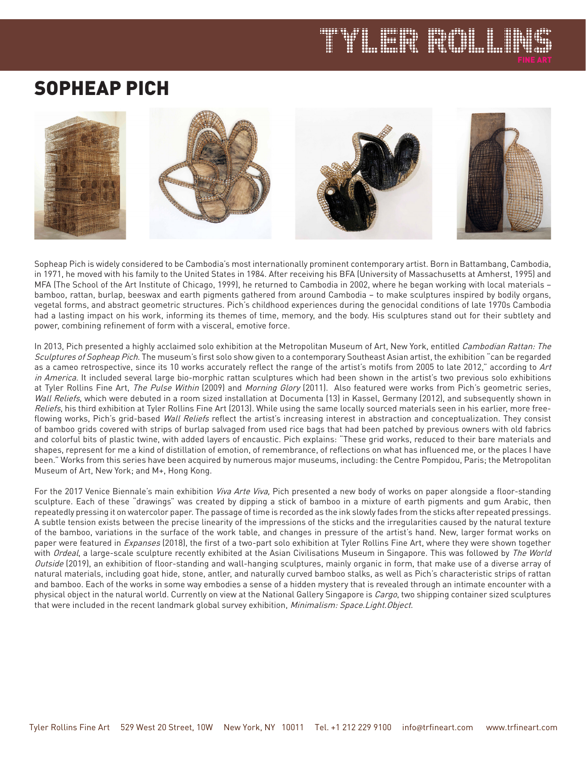# SOPHEAP PICH

Sopheap Pich is widely considered to be Cambodia's most internationally prominent contemporary artist. Born in Battambang, Cambodia, in 1971, he moved with his family to the United States in 1984. After receiving his BFA (University of Massachusetts at Amherst, 1995) and MFA (The School of the Art Institute of Chicago, 1999), he returned to Cambodia in 2002, where he began working with local materials – bamboo, rattan, burlap, beeswax and earth pigments gathered from around Cambodia – to make sculptures inspired by bodily organs, vegetal forms, and abstract geometric structures. Pich's childhood experiences during the genocidal conditions of late 1970s Cambodia had a lasting impact on his work, informing its themes of time, memory, and the body. His sculptures stand out for their subtlety and power, combining refinement of form with a visceral, emotive force.

In 2013, Pich presented a highly acclaimed solo exhibition at the Metropolitan Museum of Art, New York, entitled *Cambodian Rattan: The Sculptures of Sopheap Pich*. The museum's first solo show given to a contemporary Southeast Asian artist, the exhibition "can be regarded as a cameo retrospective, since its 10 works accurately reflect the range of the artist's motifs from 2005 to late 2012," according to *Art in America*. It included several large bio-morphic rattan sculptures which had been shown in the artist's two previous solo exhibitions at Tyler Rollins Fine Art, *The Pulse Within* (2009) and *Morning Glory* (2011). Also featured were works from Pich's geometric series, *Wall Reliefs*, which were debuted in a room sized installation at Documenta (13) in Kassel, Germany (2012), and subsequently shown in *Reliefs*, his third exhibition at Tyler Rollins Fine Art (2013). While using the same locally sourced materials seen in his earlier, more free-flowing works, Pich's grid-based *Wall Reliefs* reflect the artist's increasing interest in abstraction and conceptualization. They consist of bamboo grids covered with strips of burlap salvaged from used rice bags that had been patched by previous owners with old fabrics and colorful bits of plastic twine, with added layers of encaustic. Pich explains: "These grid works, reduced to their bare materials and shapes, represent for me a kind of distillation of emotion, of remembrance, of reflections on what has influenced me, or the places I have been." Works from this series have been acquired by numerous major museums, including: the Centre Pompidou, Paris; the Metropolitan Museum of Art, New York; and M+, Hong Kong.

For the 2017 Venice Biennale's main exhibition *Viva Arte Viva,* Pich presented a new body of works on paper alongside a floor-standing sculpture. Each of these "drawings" was created by dipping a stick of bamboo in a mixture of earth pigments and gum Arabic, then repeatedly pressing it on watercolor paper. The passage of time is recorded as the ink slowly fades from the sticks after repeated pressings. A subtle tension exists between the precise linearity of the impressions of the sticks and the irregularities caused by the natural texture of the bamboo, variations in the surface of the work table, and changes in pressure of the artist's hand. New, larger format works on paper were featured in *Expanses* (2018), the first of a two-part solo exhibition at Tyler Rollins Fine Art, where they were shown together with *Ordeal*, a large-scale sculpture recently exhibited at the Asian Civilisations Museum in Singapore. This was followed by *The World Outside* (2019), an exhibition of floor-standing and wall-hanging sculptures, mainly organic in form, that make use of a diverse array of natural materials, including goat hide, stone, antler, and naturally curved bamboo stalks, as well as Pich's characteristic strips of rattan and bamboo. Each of the works in some way embodies a sense of a hidden mystery that is revealed through an intimate encounter with a physical object in the natural world. Currently on view at the National Gallery Singapore is *Cargo*, two shipping container sized sculptures that were included in the recent landmark global survey exhibition, *Minimalism: Space.Light.Object*.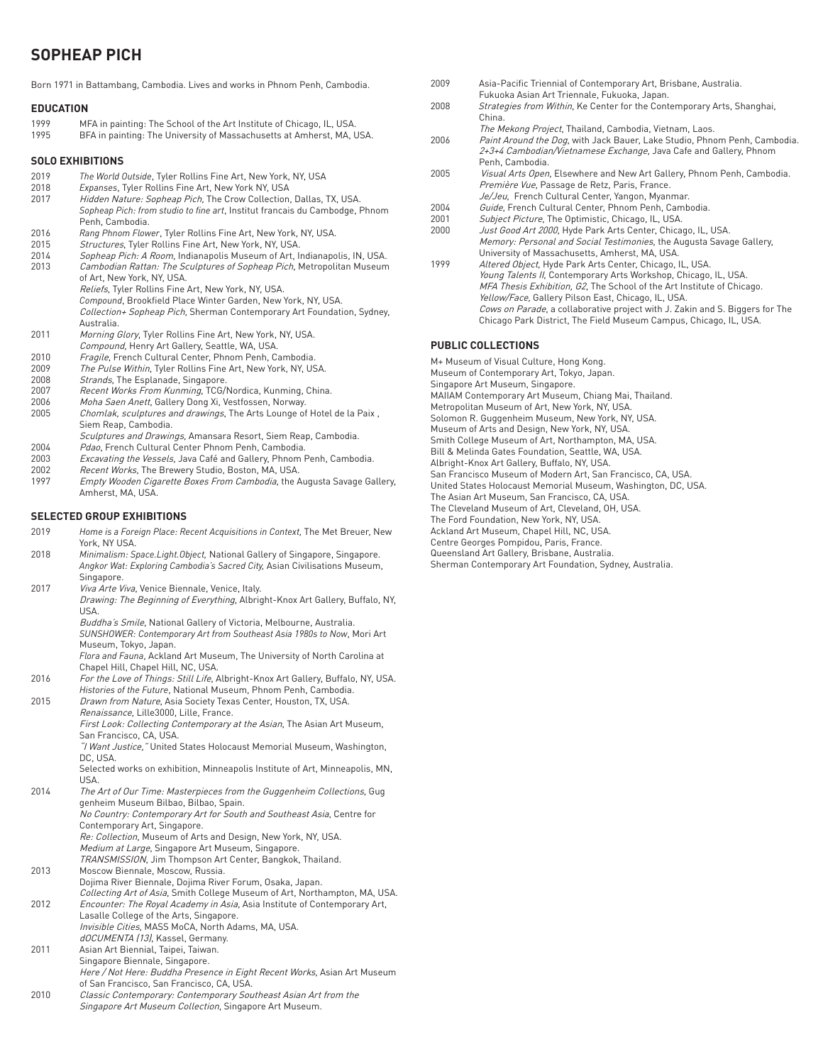# SOPHEAP PICH

Born 1971 in Battambang, Cambodia. Lives and works in Phnom Penh, Cambodia.

## EDUCATION

1999 MFA in painting: The School of the Art Institute of Chicago, IL, USA.
1995 BFA in painting: The University of Massachusetts at Amherst, MA, USA.

## SOLO EXHIBITIONS

2019 *The World Outside*, Tyler Rollins Fine Art, New York, NY, USA
2018 *Expanses*, Tyler Rollins Fine Art, New York NY, USA
2017 *Hidden Nature: Sopheap Pich*, The Crow Collection, Dallas, TX, USA.
*Sopheap Pich: from studio to fine art*, Institut francais du Cambodge, Phnom Penh, Cambodia.
2016 *Rang Phnom Flower*, Tyler Rollins Fine Art, New York, NY, USA.
2015 *Structures*, Tyler Rollins Fine Art, New York, NY, USA.
2014 *Sopheap Pich: A Room*, Indianapolis Museum of Art, Indianapolis, IN, USA.
2013 *Cambodian Rattan: The Sculptures of Sopheap Pich*, Metropolitan Museum of Art, New York, NY, USA.
*Reliefs*, Tyler Rollins Fine Art, New York, NY, USA.
*Compound*, Brookfield Place Winter Garden, New York, NY, USA.
*Collection+ Sopheap Pich*, Sherman Contemporary Art Foundation, Sydney, Australia.
2011 *Morning Glory*, Tyler Rollins Fine Art, New York, NY, USA.
*Compound*, Henry Art Gallery, Seattle, WA, USA.
2010 *Fragile*, French Cultural Center, Phnom Penh, Cambodia.
2009 *The Pulse Within*, Tyler Rollins Fine Art, New York, NY, USA.
2008 *Strands*, The Esplanade, Singapore.
2007 *Recent Works From Kunming*, TCG/Nordica, Kunming, China.
2006 *Moha Saen Anett*, Gallery Dong Xi, Vestfossen, Norway.
2005 *Chomlak, sculptures and drawings*, The Arts Lounge of Hotel de la Paix , Siem Reap, Cambodia.
*Sculptures and Drawings*, Amansara Resort, Siem Reap, Cambodia.
2004 *Pdao*, French Cultural Center Phnom Penh, Cambodia.
2003 *Excavating the Vessels*, Java Café and Gallery, Phnom Penh, Cambodia.
2002 *Recent Works*, The Brewery Studio, Boston, MA, USA.
1997 *Empty Wooden Cigarette Boxes From Cambodia*, the Augusta Savage Gallery, Amherst, MA, USA.

## SELECTED GROUP EXHIBITIONS

2019 *Home is a Foreign Place: Recent Acquisitions in Context*, The Met Breuer, New York, NY USA.
2018 *Minimalism: Space.Light.Object*, National Gallery of Singapore, Singapore.
*Angkor Wat: Exploring Cambodia's Sacred City*, Asian Civilisations Museum, Singapore.
2017 *Viva Arte Viva*, Venice Biennale, Venice, Italy.
*Drawing: The Beginning of Everything*, Albright-Knox Art Gallery, Buffalo, NY, USA.
*Buddha's Smile*, National Gallery of Victoria, Melbourne, Australia.
*SUNSHOWER: Contemporary Art from Southeast Asia 1980s to Now*, Mori Art Museum, Tokyo, Japan.
*Flora and Fauna*, Ackland Art Museum, The University of North Carolina at Chapel Hill, Chapel Hill, NC, USA.
2016 *For the Love of Things: Still Life*, Albright-Knox Art Gallery, Buffalo, NY, USA.
*Histories of the Future*, National Museum, Phnom Penh, Cambodia.
2015 *Drawn from Nature*, Asia Society Texas Center, Houston, TX, USA.
*Renaissance*, Lille3000, Lille, France.
*First Look: Collecting Contemporary at the Asian*, The Asian Art Museum, San Francisco, CA, USA.
*"I Want Justice,"* United States Holocaust Memorial Museum, Washington, DC, USA.
Selected works on exhibition, Minneapolis Institute of Art, Minneapolis, MN, USA.
2014 *The Art of Our Time: Masterpieces from the Guggenheim Collections*, Guggenheim Museum Bilbao, Bilbao, Spain.
*No Country: Contemporary Art for South and Southeast Asia*, Centre for Contemporary Art, Singapore.
*Re: Collection*, Museum of Arts and Design, New York, NY, USA.
*Medium at Large*, Singapore Art Museum, Singapore.
*TRANSMISSION*, Jim Thompson Art Center, Bangkok, Thailand.
2013 Moscow Biennale, Moscow, Russia.
Dojima River Biennale, Dojima River Forum, Osaka, Japan.
*Collecting Art of Asia*, Smith College Museum of Art, Northampton, MA, USA.
2012 *Encounter: The Royal Academy in Asia*, Asia Institute of Contemporary Art, Lasalle College of the Arts, Singapore.
*Invisible Cities*, MASS MoCA, North Adams, MA, USA.
*dOCUMENTA (13)*, Kassel, Germany.
2011 Asian Art Biennial, Taipei, Taiwan.
Singapore Biennale, Singapore.
*Here / Not Here: Buddha Presence in Eight Recent Works*, Asian Art Museum of San Francisco, San Francisco, CA, USA.
2010 *Classic Contemporary: Contemporary Southeast Asian Art from the Singapore Art Museum Collection*, Singapore Art Museum.
2009 Asia-Pacific Triennial of Contemporary Art, Brisbane, Australia.
Fukuoka Asian Art Triennale, Fukuoka, Japan.
2008 *Strategies from Within*, Ke Center for the Contemporary Arts, Shanghai, China.
*The Mekong Project*, Thailand, Cambodia, Vietnam, Laos.
2006 *Paint Around the Dog*, with Jack Bauer, Lake Studio, Phnom Penh, Cambodia.
*2+3+4 Cambodian/Vietnamese Exchange*, Java Cafe and Gallery, Phnom Penh, Cambodia.
2005 *Visual Arts Open*, Elsewhere and New Art Gallery, Phnom Penh, Cambodia.
*Première Vue*, Passage de Retz, Paris, France.
*Je/Jeu*, French Cultural Center, Yangon, Myanmar.
2004 *Guide*, French Cultural Center, Phnom Penh, Cambodia.
2001 *Subject Picture*, The Optimistic, Chicago, IL, USA.
2000 *Just Good Art 2000*, Hyde Park Arts Center, Chicago, IL, USA.
*Memory: Personal and Social Testimonies*, the Augusta Savage Gallery, University of Massachusetts, Amherst, MA, USA.
1999 *Altered Object*, Hyde Park Arts Center, Chicago, IL, USA.
*Young Talents II*, Contemporary Arts Workshop, Chicago, IL, USA.
*MFA Thesis Exhibition, G2*, The School of the Art Institute of Chicago.
*Yellow/Face*, Gallery Pilson East, Chicago, IL, USA.
*Cows on Parade*, a collaborative project with J. Zakin and S. Biggers for The Chicago Park District, The Field Museum Campus, Chicago, IL, USA.

## PUBLIC COLLECTIONS

M+ Museum of Visual Culture, Hong Kong.
Museum of Contemporary Art, Tokyo, Japan.
Singapore Art Museum, Singapore.
MAIIAM Contemporary Art Museum, Chiang Mai, Thailand.
Metropolitan Museum of Art, New York, NY, USA.
Solomon R. Guggenheim Museum, New York, NY, USA.
Museum of Arts and Design, New York, NY, USA.
Smith College Museum of Art, Northampton, MA, USA.
Bill & Melinda Gates Foundation, Seattle, WA, USA.
Albright-Knox Art Gallery, Buffalo, NY, USA.
San Francisco Museum of Modern Art, San Francisco, CA, USA.
United States Holocaust Memorial Museum, Washington, DC, USA.
The Asian Art Museum, San Francisco, CA, USA.
The Cleveland Museum of Art, Cleveland, OH, USA.
The Ford Foundation, New York, NY, USA.
Ackland Art Museum, Chapel Hill, NC, USA.
Centre Georges Pompidou, Paris, France.
Queensland Art Gallery, Brisbane, Australia.
Sherman Contemporary Art Foundation, Sydney, Australia.